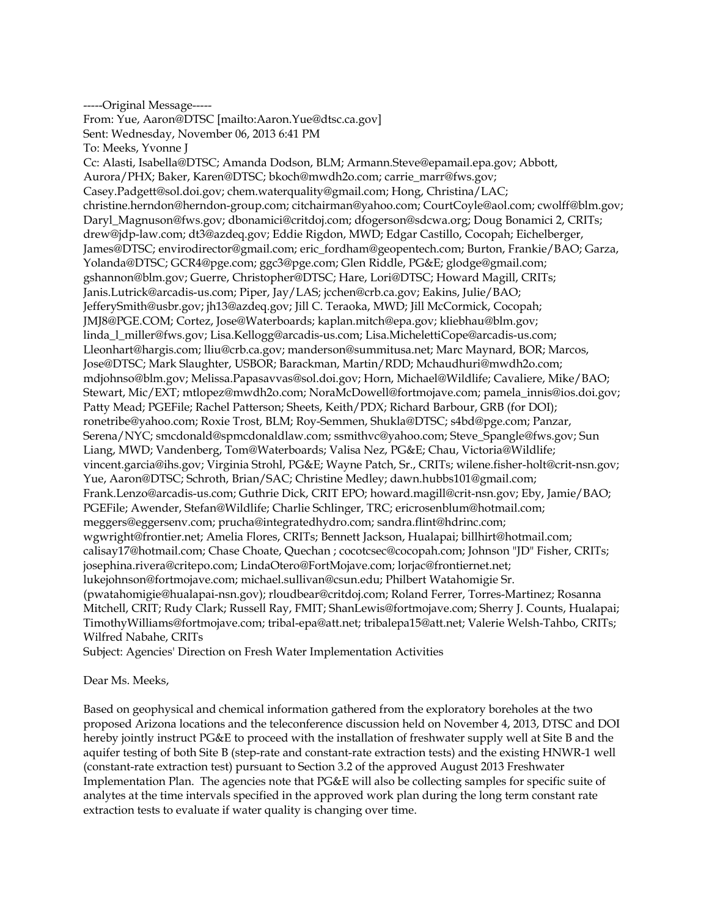-----Original Message-----
From: Yue, Aaron@DTSC [mailto:Aaron.Yue@dtsc.ca.gov]
Sent: Wednesday, November 06, 2013 6:41 PM
To: Meeks, Yvonne J
Cc: Alasti, Isabella@DTSC; Amanda Dodson, BLM; Armann.Steve@epamail.epa.gov; Abbott, Aurora/PHX; Baker, Karen@DTSC; bkoch@mwdh2o.com; carrie_marr@fws.gov; Casey.Padgett@sol.doi.gov; chem.waterquality@gmail.com; Hong, Christina/LAC; christine.herndon@herndon-group.com; citchairman@yahoo.com; CourtCoyle@aol.com; cwolff@blm.gov; Daryl_Magnuson@fws.gov; dbonamici@critdoj.com; dfogerson@sdcwa.org; Doug Bonamici 2, CRITs; drew@jdp-law.com; dt3@azdeq.gov; Eddie Rigdon, MWD; Edgar Castillo, Cocopah; Eichelberger, James@DTSC; envirodirector@gmail.com; eric_fordham@geopentech.com; Burton, Frankie/BAO; Garza, Yolanda@DTSC; GCR4@pge.com; ggc3@pge.com; Glen Riddle, PG&E; glodge@gmail.com; gshannon@blm.gov; Guerre, Christopher@DTSC; Hare, Lori@DTSC; Howard Magill, CRITs; Janis.Lutrick@arcadis-us.com; Piper, Jay/LAS; jcchen@crb.ca.gov; Eakins, Julie/BAO; JefferySmith@usbr.gov; jh13@azdeq.gov; Jill C. Teraoka, MWD; Jill McCormick, Cocopah; JMJ8@PGE.COM; Cortez, Jose@Waterboards; kaplan.mitch@epa.gov; kliebhau@blm.gov; linda_l_miller@fws.gov; Lisa.Kellogg@arcadis-us.com; Lisa.MichelettiCope@arcadis-us.com; Lleonhart@hargis.com; lliu@crb.ca.gov; manderson@summitusa.net; Marc Maynard, BOR; Marcos, Jose@DTSC; Mark Slaughter, USBOR; Barackman, Martin/RDD; Mchaudhuri@mwdh2o.com; mdjohnso@blm.gov; Melissa.Papasavvas@sol.doi.gov; Horn, Michael@Wildlife; Cavaliere, Mike/BAO; Stewart, Mic/EXT; mtlopez@mwdh2o.com; NoraMcDowell@fortmojave.com; pamela_innis@ios.doi.gov; Patty Mead; PGEFile; Rachel Patterson; Sheets, Keith/PDX; Richard Barbour, GRB (for DOI); ronetribe@yahoo.com; Roxie Trost, BLM; Roy-Semmen, Shukla@DTSC; s4bd@pge.com; Panzar, Serena/NYC; smcdonald@spmcdonaldlaw.com; ssmithvc@yahoo.com; Steve_Spangle@fws.gov; Sun Liang, MWD; Vandenberg, Tom@Waterboards; Valisa Nez, PG&E; Chau, Victoria@Wildlife; vincent.garcia@ihs.gov; Virginia Strohl, PG&E; Wayne Patch, Sr., CRITs; wilene.fisher-holt@crit-nsn.gov; Yue, Aaron@DTSC; Schroth, Brian/SAC; Christine Medley; dawn.hubbs101@gmail.com; Frank.Lenzo@arcadis-us.com; Guthrie Dick, CRIT EPO; howard.magill@crit-nsn.gov; Eby, Jamie/BAO; PGEFile; Awender, Stefan@Wildlife; Charlie Schlinger, TRC; ericrosenblum@hotmail.com; meggers@eggersenv.com; prucha@integratedhydro.com; sandra.flint@hdrinc.com; wgwright@frontier.net; Amelia Flores, CRITs; Bennett Jackson, Hualapai; billhirt@hotmail.com; calisay17@hotmail.com; Chase Choate, Quechan ; cocotcsec@cocopah.com; Johnson "JD" Fisher, CRITs; josephina.rivera@critepo.com; LindaOtero@FortMojave.com; lorjac@frontiernet.net; lukejohnson@fortmojave.com; michael.sullivan@csun.edu; Philbert Watahomigie Sr. (pwatahomigie@hualapai-nsn.gov); rloudbear@critdoj.com; Roland Ferrer, Torres-Martinez; Rosanna Mitchell, CRIT; Rudy Clark; Russell Ray, FMIT; ShanLewis@fortmojave.com; Sherry J. Counts, Hualapai; TimothyWilliams@fortmojave.com; tribal-epa@att.net; tribalepa15@att.net; Valerie Welsh-Tahbo, CRITs; Wilfred Nabahe, CRITs
Subject: Agencies' Direction on Fresh Water Implementation Activities

Dear Ms. Meeks,

Based on geophysical and chemical information gathered from the exploratory boreholes at the two proposed Arizona locations and the teleconference discussion held on November 4, 2013, DTSC and DOI hereby jointly instruct PG&E to proceed with the installation of freshwater supply well at Site B and the aquifer testing of both Site B (step-rate and constant-rate extraction tests) and the existing HNWR-1 well (constant-rate extraction test) pursuant to Section 3.2 of the approved August 2013 Freshwater Implementation Plan. The agencies note that PG&E will also be collecting samples for specific suite of analytes at the time intervals specified in the approved work plan during the long term constant rate extraction tests to evaluate if water quality is changing over time.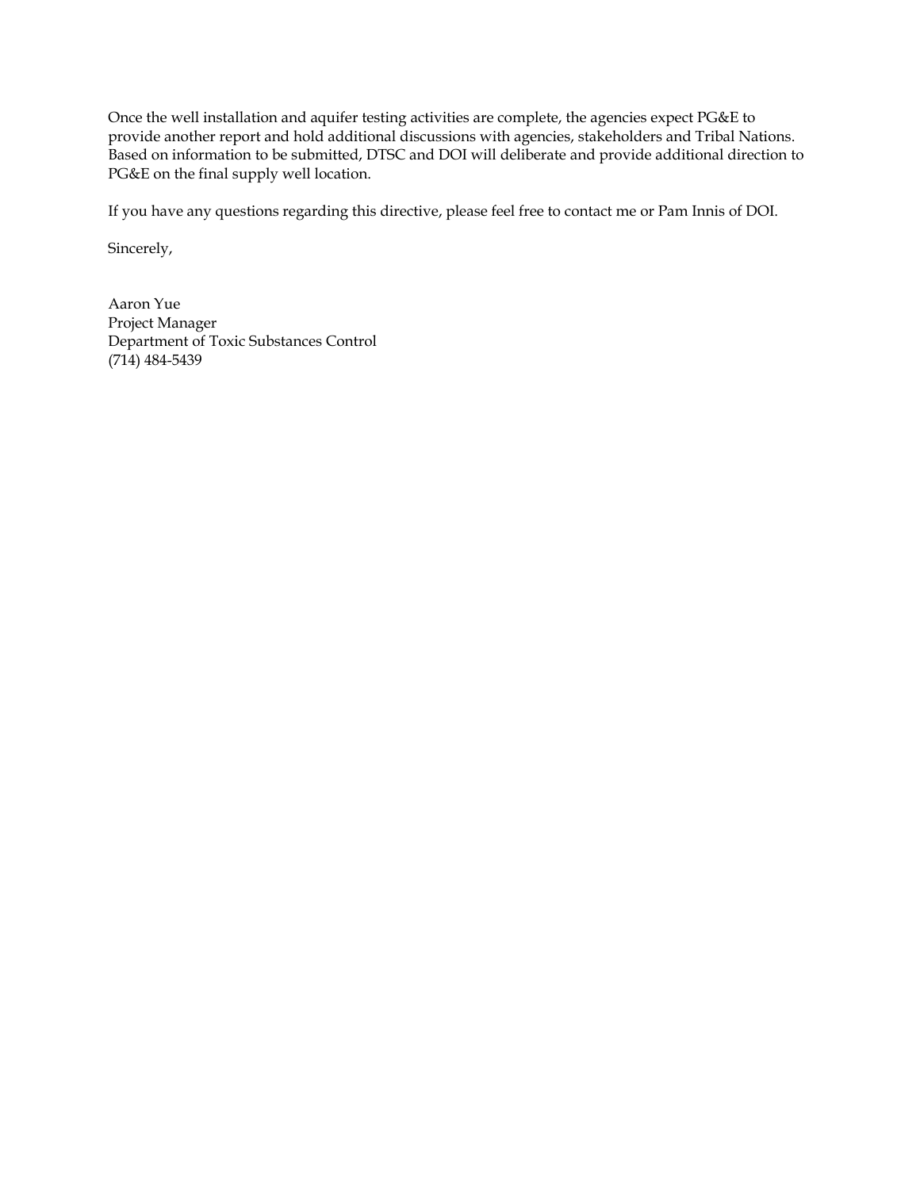Once the well installation and aquifer testing activities are complete, the agencies expect PG&E to provide another report and hold additional discussions with agencies, stakeholders and Tribal Nations. Based on information to be submitted, DTSC and DOI will deliberate and provide additional direction to PG&E on the final supply well location.

If you have any questions regarding this directive, please feel free to contact me or Pam Innis of DOI.

Sincerely,

Aaron Yue
Project Manager
Department of Toxic Substances Control
(714) 484-5439